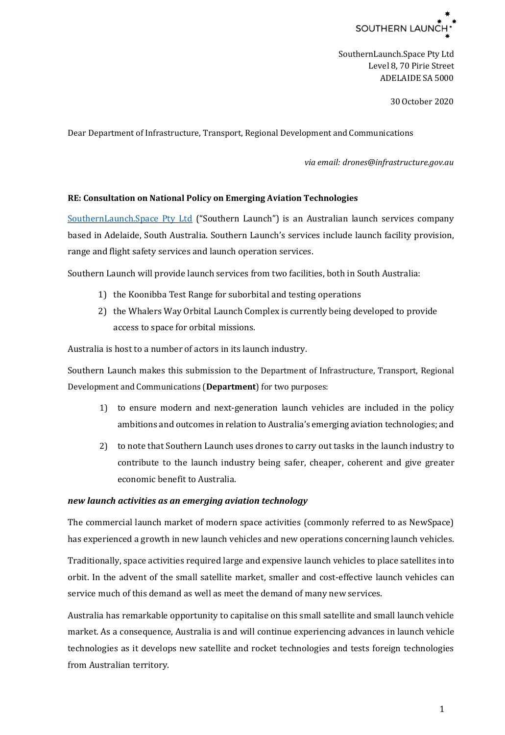SOUTHERN LAUNCH

SouthernLaunch.Space Pty Ltd
Level 8, 70 Pirie Street
ADELAIDE SA 5000

30 October 2020

Dear Department of Infrastructure, Transport, Regional Development and Communications

*via email: drones@infrastructure.gov.au*

**RE: Consultation on National Policy on Emerging Aviation Technologies**

SouthernLaunch.Space Pty Ltd ("Southern Launch") is an Australian launch services company based in Adelaide, South Australia. Southern Launch's services include launch facility provision, range and flight safety services and launch operation services.

Southern Launch will provide launch services from two facilities, both in South Australia:

1) the Koonibba Test Range for suborbital and testing operations
2) the Whalers Way Orbital Launch Complex is currently being developed to provide access to space for orbital missions.

Australia is host to a number of actors in its launch industry.

Southern Launch makes this submission to the Department of Infrastructure, Transport, Regional Development and Communications (**Department**) for two purposes:

1) to ensure modern and next-generation launch vehicles are included in the policy ambitions and outcomes in relation to Australia's emerging aviation technologies; and
2) to note that Southern Launch uses drones to carry out tasks in the launch industry to contribute to the launch industry being safer, cheaper, coherent and give greater economic benefit to Australia.

***new launch activities as an emerging aviation technology***

The commercial launch market of modern space activities (commonly referred to as NewSpace) has experienced a growth in new launch vehicles and new operations concerning launch vehicles.

Traditionally, space activities required large and expensive launch vehicles to place satellites into orbit. In the advent of the small satellite market, smaller and cost-effective launch vehicles can service much of this demand as well as meet the demand of many new services.

Australia has remarkable opportunity to capitalise on this small satellite and small launch vehicle market. As a consequence, Australia is and will continue experiencing advances in launch vehicle technologies as it develops new satellite and rocket technologies and tests foreign technologies from Australian territory.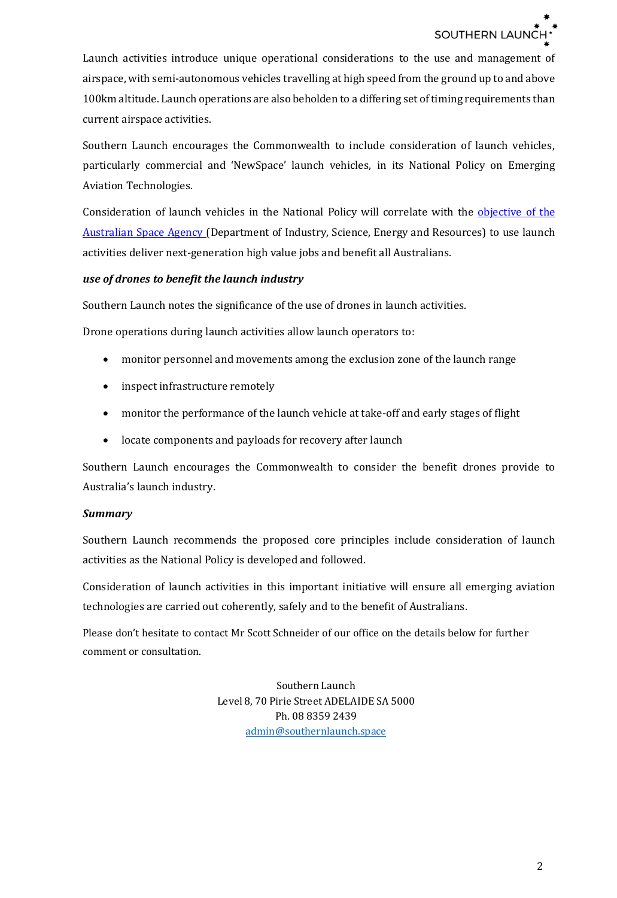Launch activities introduce unique operational considerations to the use and management of airspace, with semi-autonomous vehicles travelling at high speed from the ground up to and above 100km altitude. Launch operations are also beholden to a differing set of timing requirements than current airspace activities.

Southern Launch encourages the Commonwealth to include consideration of launch vehicles, particularly commercial and 'NewSpace' launch vehicles, in its National Policy on Emerging Aviation Technologies.

Consideration of launch vehicles in the National Policy will correlate with the objective of the Australian Space Agency (Department of Industry, Science, Energy and Resources) to use launch activities deliver next-generation high value jobs and benefit all Australians.

***use of drones to benefit the launch industry***

Southern Launch notes the significance of the use of drones in launch activities.

Drone operations during launch activities allow launch operators to:

- monitor personnel and movements among the exclusion zone of the launch range
- inspect infrastructure remotely
- monitor the performance of the launch vehicle at take-off and early stages of flight
- locate components and payloads for recovery after launch

Southern Launch encourages the Commonwealth to consider the benefit drones provide to Australia's launch industry.

***Summary***

Southern Launch recommends the proposed core principles include consideration of launch activities as the National Policy is developed and followed.

Consideration of launch activities in this important initiative will ensure all emerging aviation technologies are carried out coherently, safely and to the benefit of Australians.

Please don't hesitate to contact Mr Scott Schneider of our office on the details below for further comment or consultation.

Southern Launch
Level 8, 70 Pirie Street ADELAIDE SA 5000
Ph. 08 8359 2439
admin@southernlaunch.space